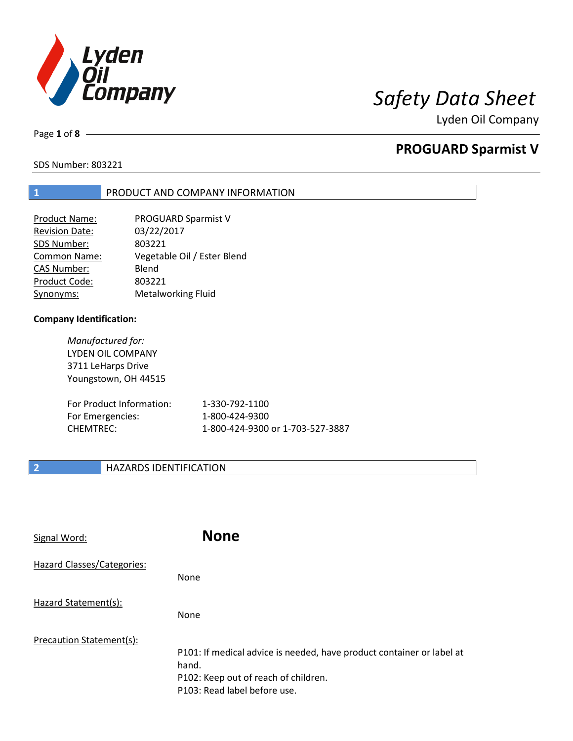# Safety Data Sheet

Lyden Oil Company

## PROGUARD Sparmist V

SDS Number: 803221

## 1 PRODUCT AND COMPANY INFORMATION

| | |
|---|---|
| Product Name: | PROGUARD Sparmist V |
| Revision Date: | 03/22/2017 |
| SDS Number: | 803221 |
| Common Name: | Vegetable Oil / Ester Blend |
| CAS Number: | Blend |
| Product Code: | 803221 |
| Synonyms: | Metalworking Fluid |

**Company Identification:**

*Manufactured for:*
LYDEN OIL COMPANY
3711 LeHarps Drive
Youngstown, OH 44515

| | |
|---|---|
| For Product Information: | 1-330-792-1100 |
| For Emergencies: | 1-800-424-9300 |
| CHEMTREC: | 1-800-424-9300 or 1-703-527-3887 |

## 2 HAZARDS IDENTIFICATION

Signal Word: **None**

Hazard Classes/Categories:

None

Hazard Statement(s):

None

Precaution Statement(s):

P101: If medical advice is needed, have product container or label at hand.
P102: Keep out of reach of children.
P103: Read label before use.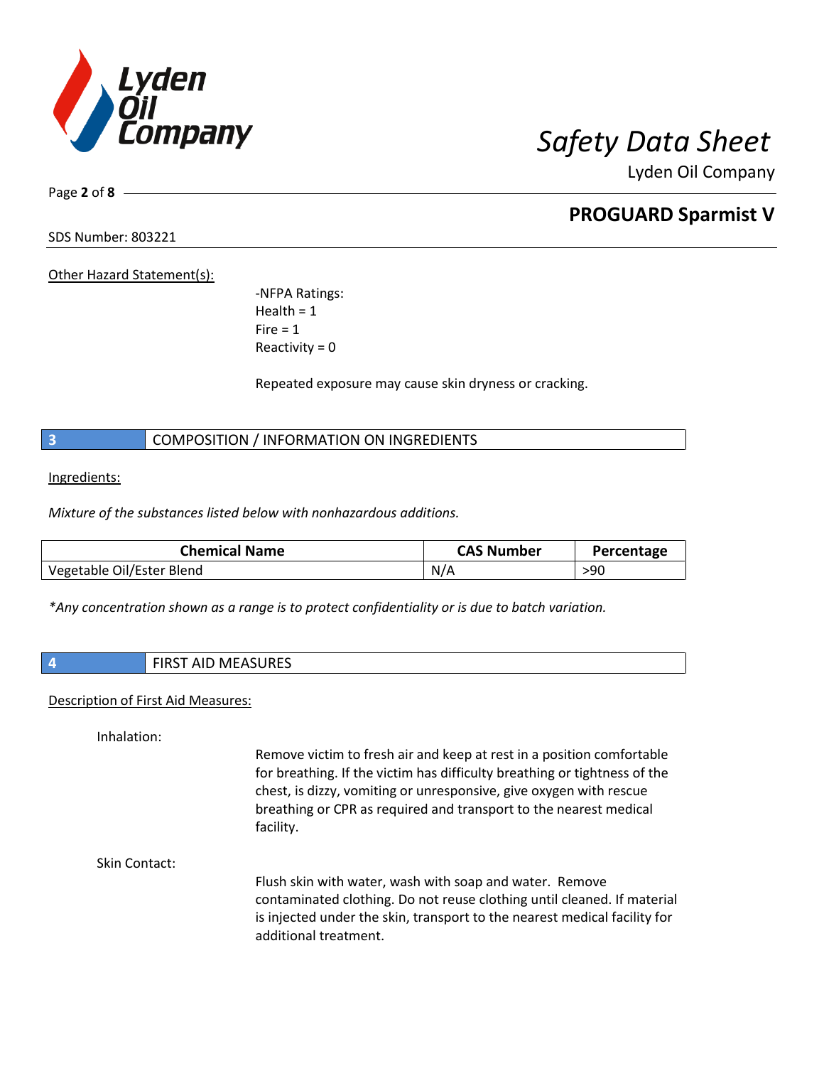Other Hazard Statement(s):

-NFPA Ratings:
Health = 1
Fire = 1
Reactivity = 0

Repeated exposure may cause skin dryness or cracking.

## 3 COMPOSITION / INFORMATION ON INGREDIENTS

Ingredients:

*Mixture of the substances listed below with nonhazardous additions.*

| Chemical Name | CAS Number | Percentage |
|---|---|---|
| Vegetable Oil/Ester Blend | N/A | >90 |

*\*Any concentration shown as a range is to protect confidentiality or is due to batch variation.*

## 4 FIRST AID MEASURES

Description of First Aid Measures:

Inhalation:

Remove victim to fresh air and keep at rest in a position comfortable for breathing. If the victim has difficulty breathing or tightness of the chest, is dizzy, vomiting or unresponsive, give oxygen with rescue breathing or CPR as required and transport to the nearest medical facility.

Skin Contact:

Flush skin with water, wash with soap and water. Remove contaminated clothing. Do not reuse clothing until cleaned. If material is injected under the skin, transport to the nearest medical facility for additional treatment.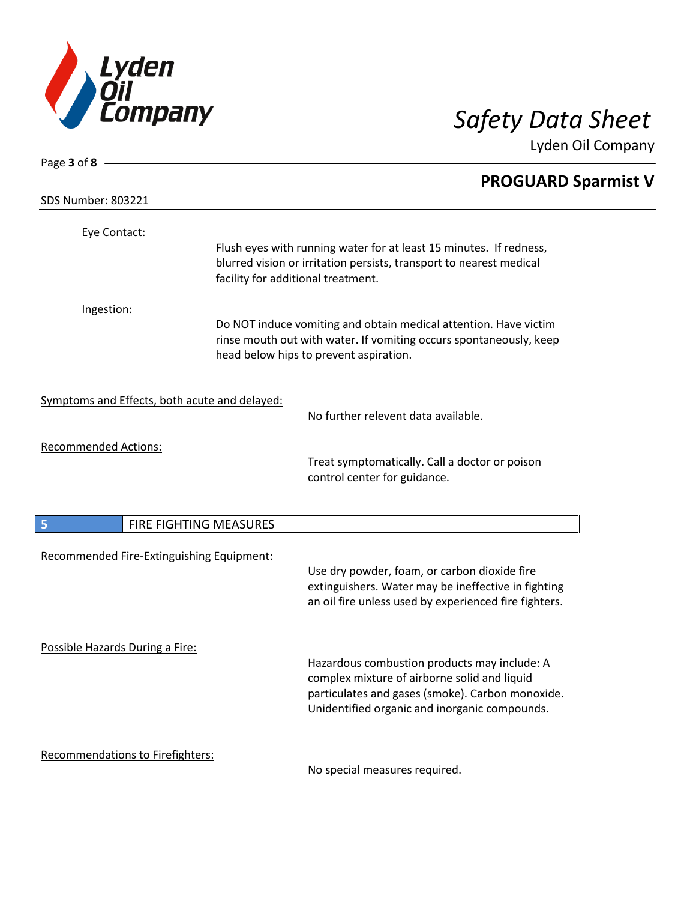Eye Contact:

Flush eyes with running water for at least 15 minutes. If redness, blurred vision or irritation persists, transport to nearest medical facility for additional treatment.

Ingestion:

Do NOT induce vomiting and obtain medical attention. Have victim rinse mouth out with water. If vomiting occurs spontaneously, keep head below hips to prevent aspiration.

Symptoms and Effects, both acute and delayed:

No further relevent data available.

Recommended Actions:

Treat symptomatically. Call a doctor or poison control center for guidance.

## 5 FIRE FIGHTING MEASURES

Recommended Fire-Extinguishing Equipment:

Use dry powder, foam, or carbon dioxide fire extinguishers. Water may be ineffective in fighting an oil fire unless used by experienced fire fighters.

Possible Hazards During a Fire:

Hazardous combustion products may include: A complex mixture of airborne solid and liquid particulates and gases (smoke). Carbon monoxide. Unidentified organic and inorganic compounds.

Recommendations to Firefighters:

No special measures required.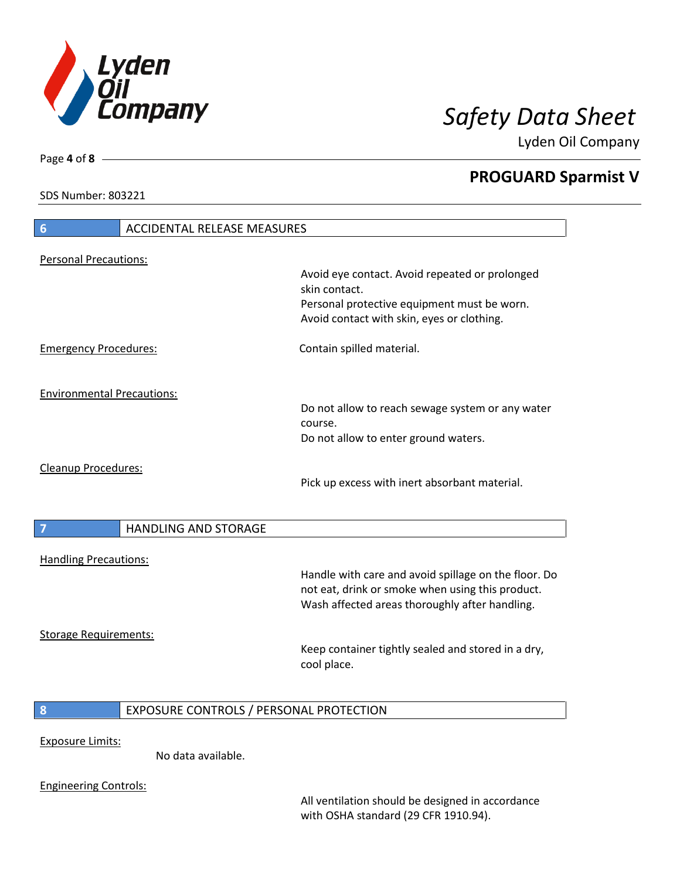## 6 ACCIDENTAL RELEASE MEASURES

Personal Precautions:

Avoid eye contact. Avoid repeated or prolonged skin contact.
Personal protective equipment must be worn.
Avoid contact with skin, eyes or clothing.

Emergency Procedures:

Contain spilled material.

Environmental Precautions:

Do not allow to reach sewage system or any water course.
Do not allow to enter ground waters.

Cleanup Procedures:

Pick up excess with inert absorbant material.

## 7 HANDLING AND STORAGE

Handling Precautions:

Handle with care and avoid spillage on the floor. Do not eat, drink or smoke when using this product.
Wash affected areas thoroughly after handling.

Storage Requirements:

Keep container tightly sealed and stored in a dry, cool place.

## 8 EXPOSURE CONTROLS / PERSONAL PROTECTION

Exposure Limits:

No data available.

Engineering Controls:

All ventilation should be designed in accordance with OSHA standard (29 CFR 1910.94).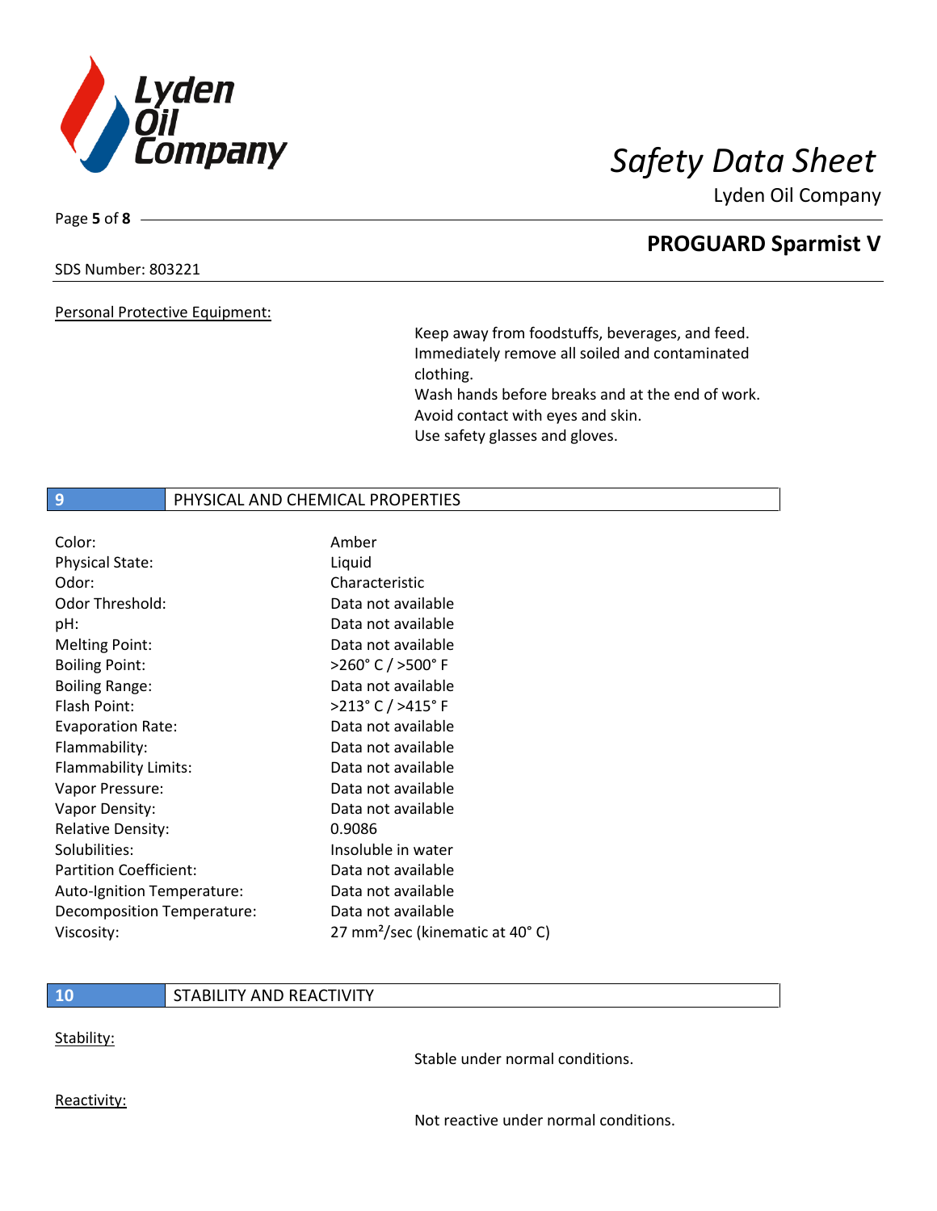Personal Protective Equipment:

Keep away from foodstuffs, beverages, and feed.
Immediately remove all soiled and contaminated clothing.
Wash hands before breaks and at the end of work.
Avoid contact with eyes and skin.
Use safety glasses and gloves.

## 9 PHYSICAL AND CHEMICAL PROPERTIES

| | |
|---|---|
| Color: | Amber |
| Physical State: | Liquid |
| Odor: | Characteristic |
| Odor Threshold: | Data not available |
| pH: | Data not available |
| Melting Point: | Data not available |
| Boiling Point: | >260° C / >500° F |
| Boiling Range: | Data not available |
| Flash Point: | >213° C / >415° F |
| Evaporation Rate: | Data not available |
| Flammability: | Data not available |
| Flammability Limits: | Data not available |
| Vapor Pressure: | Data not available |
| Vapor Density: | Data not available |
| Relative Density: | 0.9086 |
| Solubilities: | Insoluble in water |
| Partition Coefficient: | Data not available |
| Auto-Ignition Temperature: | Data not available |
| Decomposition Temperature: | Data not available |
| Viscosity: | 27 $mm^2$/sec (kinematic at 40° C) |

## 10 STABILITY AND REACTIVITY

Stability:

Stable under normal conditions.

Reactivity:

Not reactive under normal conditions.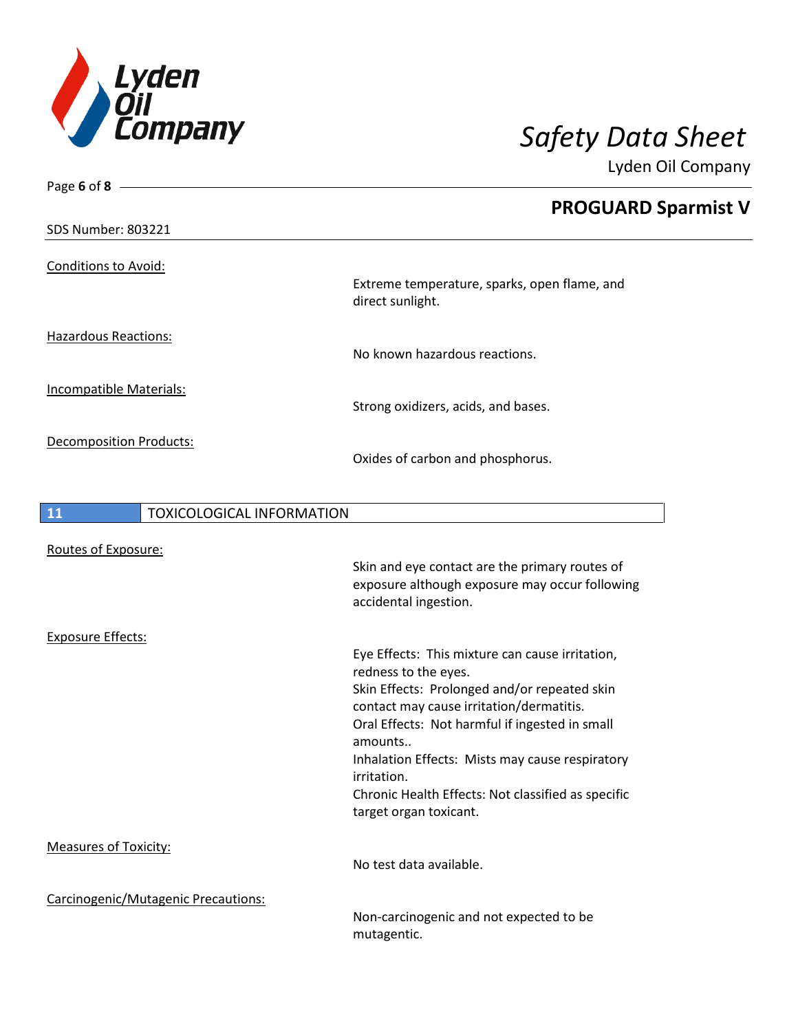Conditions to Avoid:

Extreme temperature, sparks, open flame, and direct sunlight.

Hazardous Reactions:

No known hazardous reactions.

Incompatible Materials:

Strong oxidizers, acids, and bases.

Decomposition Products:

Oxides of carbon and phosphorus.

## 11 TOXICOLOGICAL INFORMATION

Routes of Exposure:

Skin and eye contact are the primary routes of exposure although exposure may occur following accidental ingestion.

Exposure Effects:

Eye Effects: This mixture can cause irritation, redness to the eyes.
Skin Effects: Prolonged and/or repeated skin contact may cause irritation/dermatitis.
Oral Effects: Not harmful if ingested in small amounts..
Inhalation Effects: Mists may cause respiratory irritation.
Chronic Health Effects: Not classified as specific target organ toxicant.

Measures of Toxicity:

No test data available.

Carcinogenic/Mutagenic Precautions:

Non-carcinogenic and not expected to be mutagentic.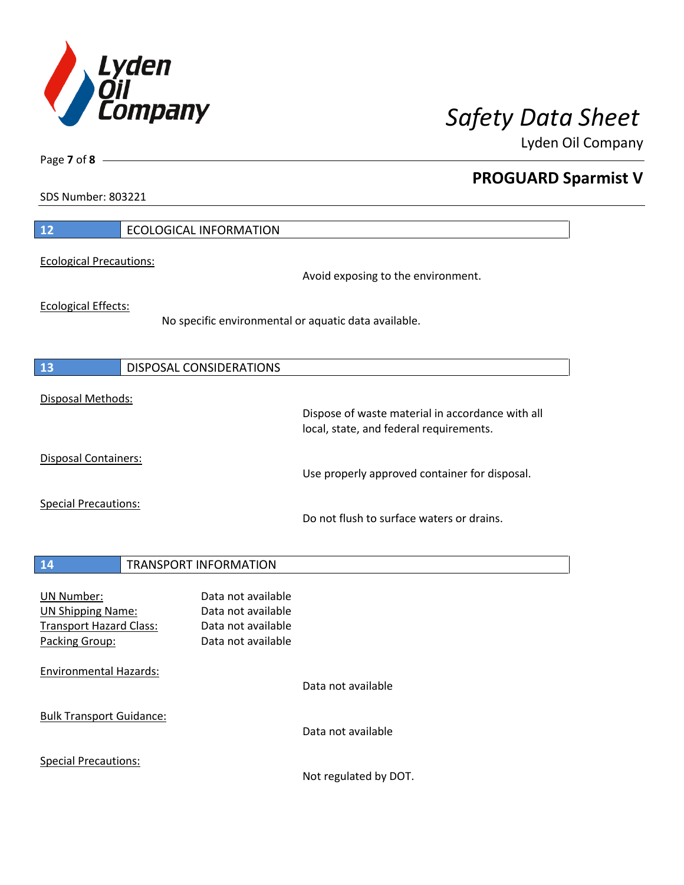## 12 ECOLOGICAL INFORMATION

Ecological Precautions:

Avoid exposing to the environment.

Ecological Effects:

No specific environmental or aquatic data available.

## 13 DISPOSAL CONSIDERATIONS

Disposal Methods:

Dispose of waste material in accordance with all local, state, and federal requirements.

Disposal Containers:

Use properly approved container for disposal.

Special Precautions:

Do not flush to surface waters or drains.

## 14 TRANSPORT INFORMATION

UN Number: Data not available
UN Shipping Name: Data not available
Transport Hazard Class: Data not available
Packing Group: Data not available

Environmental Hazards:

Data not available

Bulk Transport Guidance:

Data not available

Special Precautions:

Not regulated by DOT.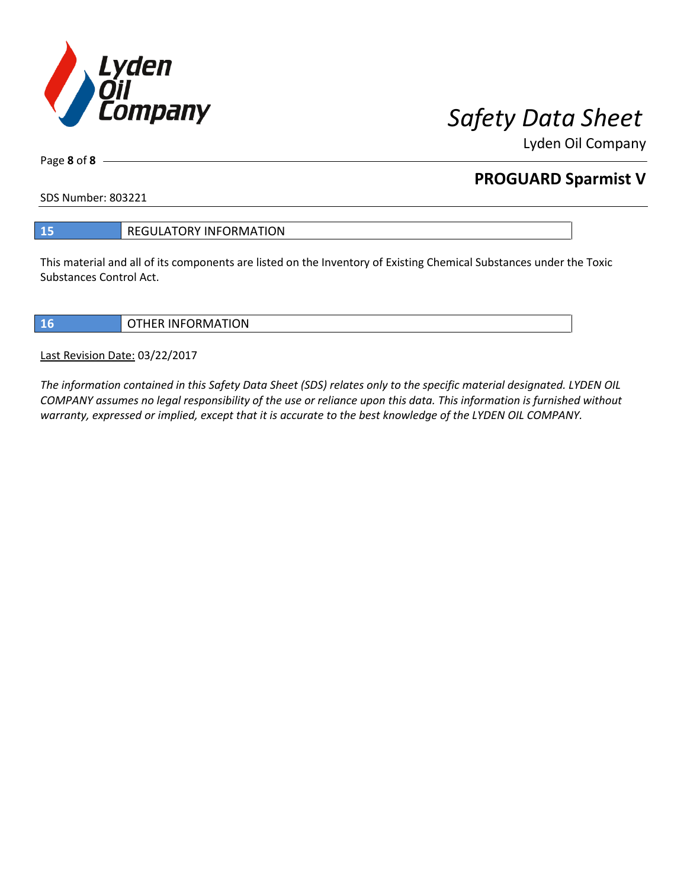## 15 REGULATORY INFORMATION

This material and all of its components are listed on the Inventory of Existing Chemical Substances under the Toxic Substances Control Act.

## 16 OTHER INFORMATION

Last Revision Date: 03/22/2017

*The information contained in this Safety Data Sheet (SDS) relates only to the specific material designated. LYDEN OIL COMPANY assumes no legal responsibility of the use or reliance upon this data. This information is furnished without warranty, expressed or implied, except that it is accurate to the best knowledge of the LYDEN OIL COMPANY.*